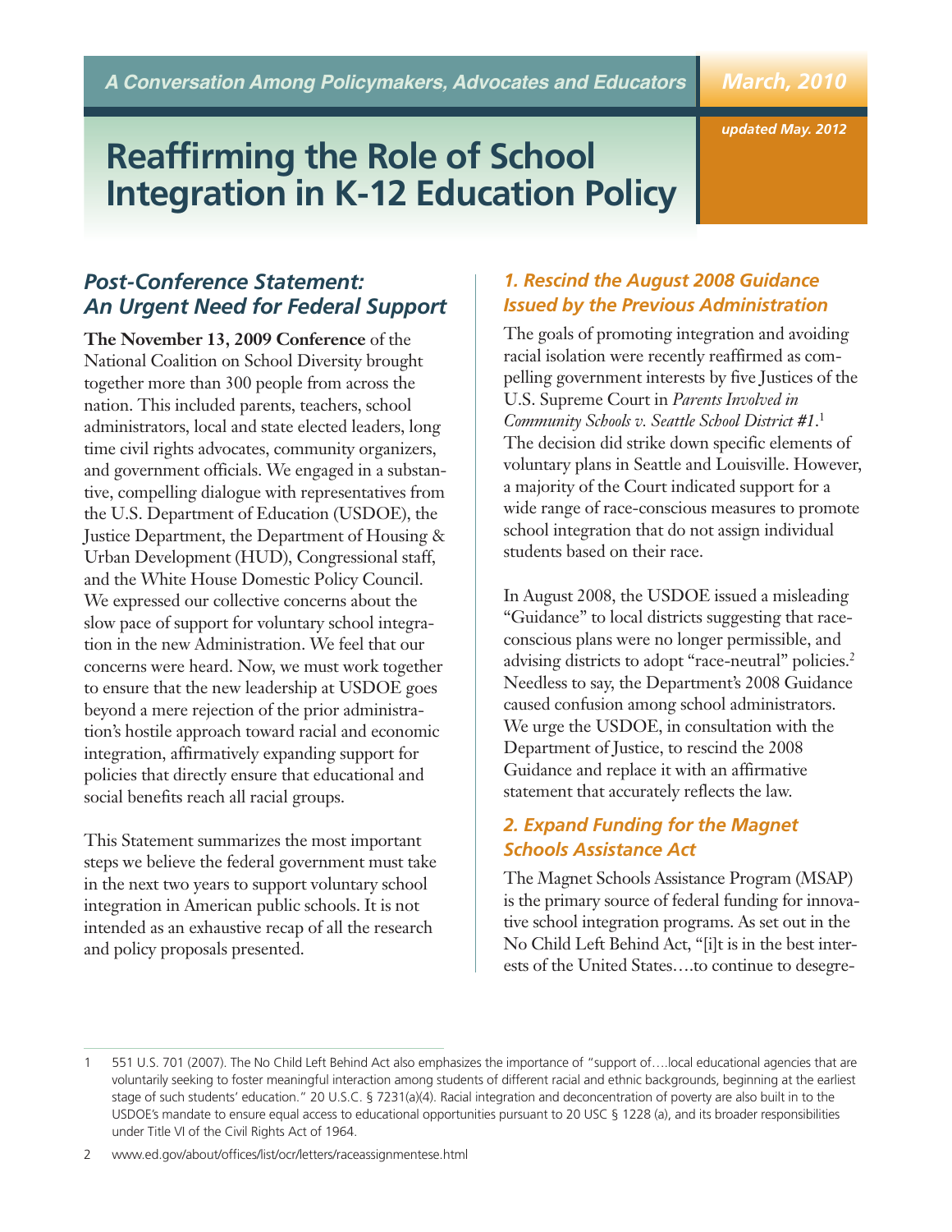*A Conversation Among Policymakers, Advocates and Educators*

*March, 2010*

*updated May. 2012*

# Reaffirming the Role of School Integration in K-12 Education Policy

## *Post-Conference Statement: An Urgent Need for Federal Support*

**The November 13, 2009 Conference** of the National Coalition on School Diversity brought together more than 300 people from across the nation. This included parents, teachers, school administrators, local and state elected leaders, long time civil rights advocates, community organizers, and government officials. We engaged in a substantive, compelling dialogue with representatives from the U.S. Department of Education (USDOE), the Justice Department, the Department of Housing & Urban Development (HUD), Congressional staff, and the White House Domestic Policy Council. We expressed our collective concerns about the slow pace of support for voluntary school integration in the new Administration. We feel that our concerns were heard. Now, we must work together to ensure that the new leadership at USDOE goes beyond a mere rejection of the prior administration's hostile approach toward racial and economic integration, affirmatively expanding support for policies that directly ensure that educational and social benefits reach all racial groups.

This Statement summarizes the most important steps we believe the federal government must take in the next two years to support voluntary school integration in American public schools. It is not intended as an exhaustive recap of all the research and policy proposals presented.

### *1. Rescind the August 2008 Guidance Issued by the Previous Administration*

The goals of promoting integration and avoiding racial isolation were recently reaffirmed as compelling government interests by five Justices of the U.S. Supreme Court in *Parents Involved in Community Schools v. Seattle School District #1*.[1] The decision did strike down specific elements of voluntary plans in Seattle and Louisville. However, a majority of the Court indicated support for a wide range of race-conscious measures to promote school integration that do not assign individual students based on their race.

In August 2008, the USDOE issued a misleading "Guidance" to local districts suggesting that race-conscious plans were no longer permissible, and advising districts to adopt "race-neutral" policies.[2] Needless to say, the Department's 2008 Guidance caused confusion among school administrators. We urge the USDOE, in consultation with the Department of Justice, to rescind the 2008 Guidance and replace it with an affirmative statement that accurately reflects the law.

### *2. Expand Funding for the Magnet Schools Assistance Act*

The Magnet Schools Assistance Program (MSAP) is the primary source of federal funding for innovative school integration programs. As set out in the No Child Left Behind Act, "[i]t is in the best interests of the United States….to continue to desegre-

---

1 551 U.S. 701 (2007). The No Child Left Behind Act also emphasizes the importance of "support of….local educational agencies that are voluntarily seeking to foster meaningful interaction among students of different racial and ethnic backgrounds, beginning at the earliest stage of such students' education." 20 U.S.C. § 7231(a)(4). Racial integration and deconcentration of poverty are also built in to the USDOE's mandate to ensure equal access to educational opportunities pursuant to 20 USC § 1228 (a), and its broader responsibilities under Title VI of the Civil Rights Act of 1964.

2 www.ed.gov/about/offices/list/ocr/letters/raceassignmentese.html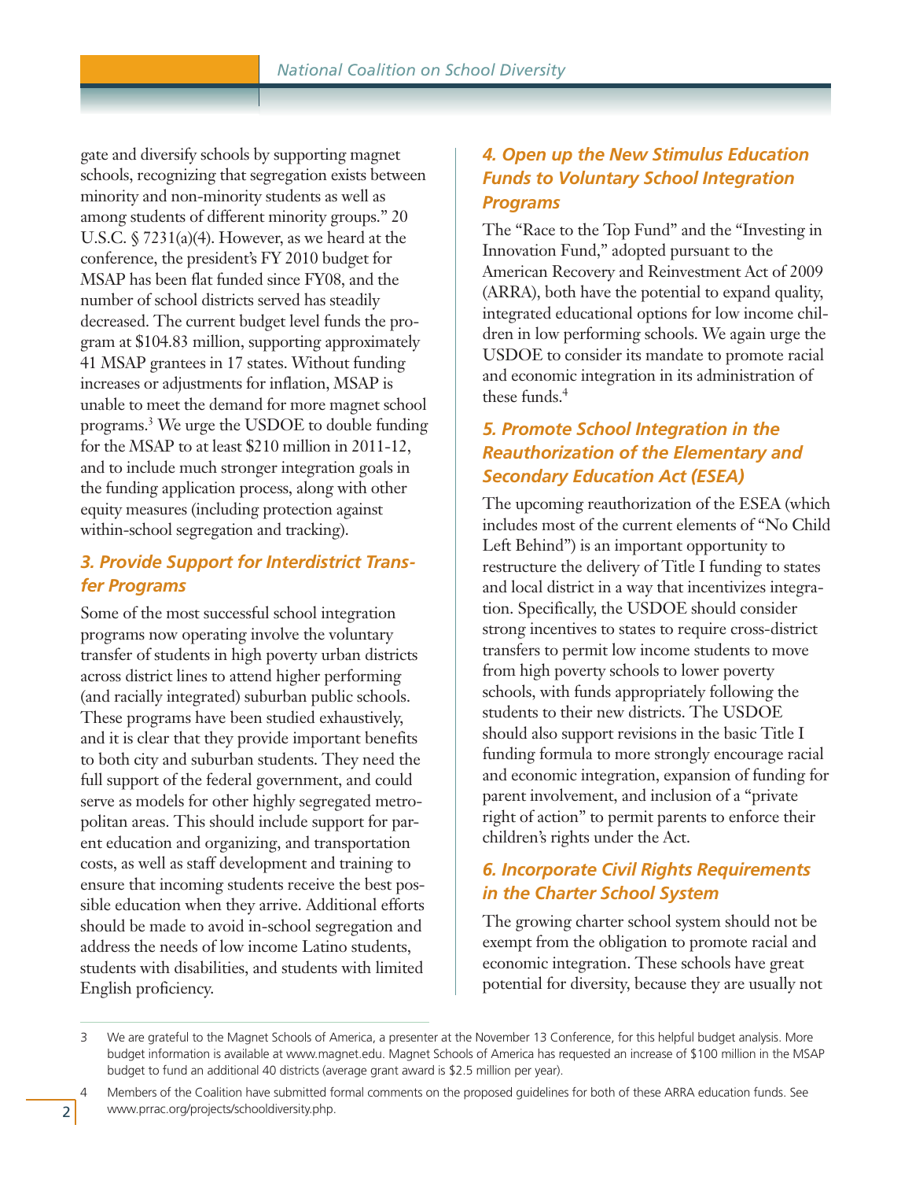gate and diversify schools by supporting magnet schools, recognizing that segregation exists between minority and non-minority students as well as among students of different minority groups." 20 U.S.C. § 7231(a)(4). However, as we heard at the conference, the president's FY 2010 budget for MSAP has been flat funded since FY08, and the number of school districts served has steadily decreased. The current budget level funds the program at $104.83 million, supporting approximately 41 MSAP grantees in 17 states. Without funding increases or adjustments for inflation, MSAP is unable to meet the demand for more magnet school programs.[3] We urge the USDOE to double funding for the MSAP to at least $210 million in 2011-12, and to include much stronger integration goals in the funding application process, along with other equity measures (including protection against within-school segregation and tracking).

### 3. Provide Support for Interdistrict Transfer Programs

Some of the most successful school integration programs now operating involve the voluntary transfer of students in high poverty urban districts across district lines to attend higher performing (and racially integrated) suburban public schools. These programs have been studied exhaustively, and it is clear that they provide important benefits to both city and suburban students. They need the full support of the federal government, and could serve as models for other highly segregated metropolitan areas. This should include support for parent education and organizing, and transportation costs, as well as staff development and training to ensure that incoming students receive the best possible education when they arrive. Additional efforts should be made to avoid in-school segregation and address the needs of low income Latino students, students with disabilities, and students with limited English proficiency.

### 4. Open up the New Stimulus Education Funds to Voluntary School Integration Programs

The "Race to the Top Fund" and the "Investing in Innovation Fund," adopted pursuant to the American Recovery and Reinvestment Act of 2009 (ARRA), both have the potential to expand quality, integrated educational options for low income children in low performing schools. We again urge the USDOE to consider its mandate to promote racial and economic integration in its administration of these funds.[4]

### 5. Promote School Integration in the Reauthorization of the Elementary and Secondary Education Act (ESEA)

The upcoming reauthorization of the ESEA (which includes most of the current elements of "No Child Left Behind") is an important opportunity to restructure the delivery of Title I funding to states and local district in a way that incentivizes integration. Specifically, the USDOE should consider strong incentives to states to require cross-district transfers to permit low income students to move from high poverty schools to lower poverty schools, with funds appropriately following the students to their new districts. The USDOE should also support revisions in the basic Title I funding formula to more strongly encourage racial and economic integration, expansion of funding for parent involvement, and inclusion of a "private right of action" to permit parents to enforce their children's rights under the Act.

### 6. Incorporate Civil Rights Requirements in the Charter School System

The growing charter school system should not be exempt from the obligation to promote racial and economic integration. These schools have great potential for diversity, because they are usually not

---

[3] We are grateful to the Magnet Schools of America, a presenter at the November 13 Conference, for this helpful budget analysis. More budget information is available at www.magnet.edu. Magnet Schools of America has requested an increase of $100 million in the MSAP budget to fund an additional 40 districts (average grant award is $2.5 million per year).

[4] Members of the Coalition have submitted formal comments on the proposed guidelines for both of these ARRA education funds. See www.prrac.org/projects/schooldiversity.php.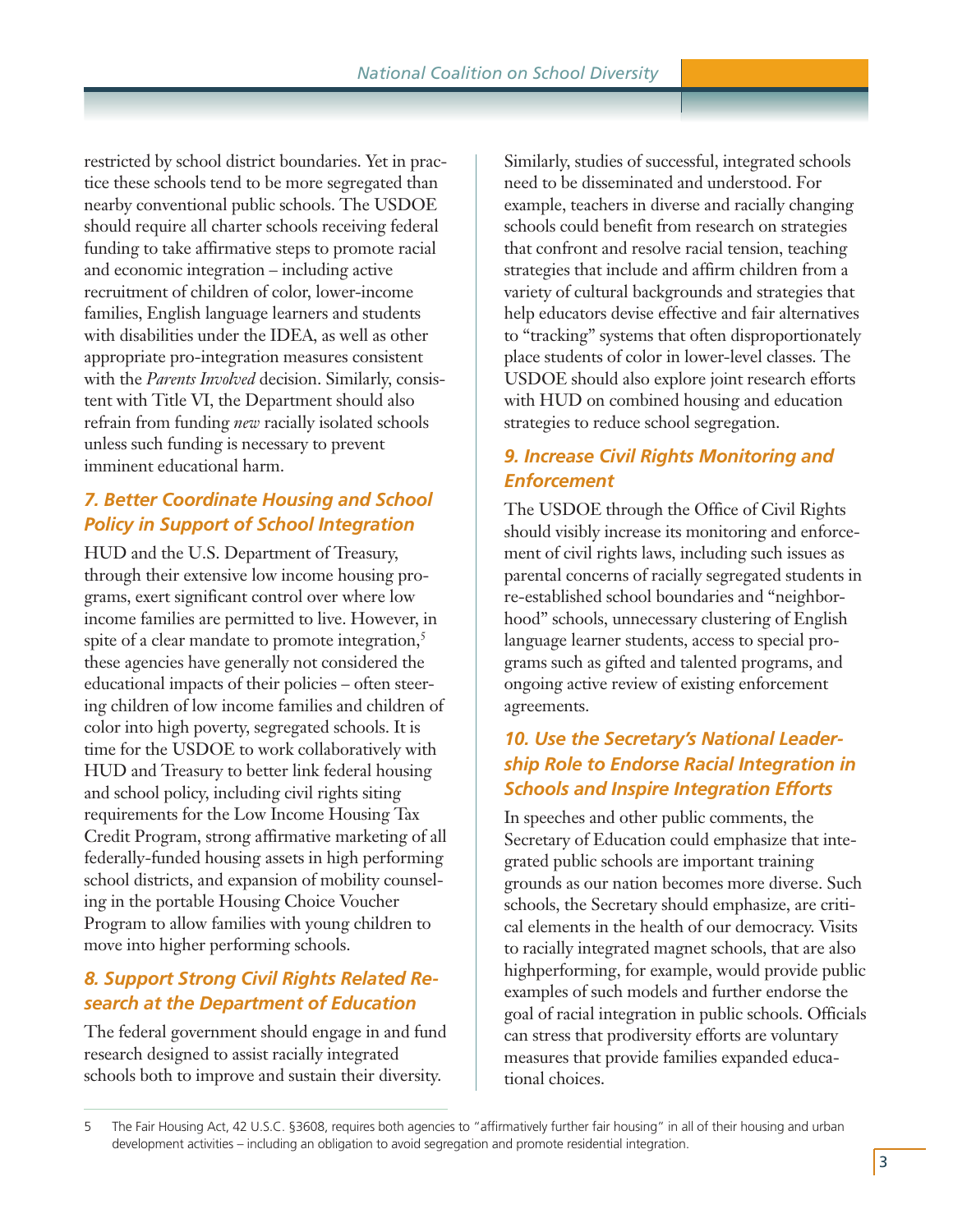restricted by school district boundaries. Yet in practice these schools tend to be more segregated than nearby conventional public schools. The USDOE should require all charter schools receiving federal funding to take affirmative steps to promote racial and economic integration – including active recruitment of children of color, lower-income families, English language learners and students with disabilities under the IDEA, as well as other appropriate pro-integration measures consistent with the *Parents Involved* decision. Similarly, consistent with Title VI, the Department should also refrain from funding *new* racially isolated schools unless such funding is necessary to prevent imminent educational harm.

### 7. Better Coordinate Housing and School Policy in Support of School Integration

HUD and the U.S. Department of Treasury, through their extensive low income housing programs, exert significant control over where low income families are permitted to live. However, in spite of a clear mandate to promote integration,[5] these agencies have generally not considered the educational impacts of their policies – often steering children of low income families and children of color into high poverty, segregated schools. It is time for the USDOE to work collaboratively with HUD and Treasury to better link federal housing and school policy, including civil rights siting requirements for the Low Income Housing Tax Credit Program, strong affirmative marketing of all federally-funded housing assets in high performing school districts, and expansion of mobility counseling in the portable Housing Choice Voucher Program to allow families with young children to move into higher performing schools.

### 8. Support Strong Civil Rights Related Research at the Department of Education

The federal government should engage in and fund research designed to assist racially integrated schools both to improve and sustain their diversity. Similarly, studies of successful, integrated schools need to be disseminated and understood. For example, teachers in diverse and racially changing schools could benefit from research on strategies that confront and resolve racial tension, teaching strategies that include and affirm children from a variety of cultural backgrounds and strategies that help educators devise effective and fair alternatives to "tracking" systems that often disproportionately place students of color in lower-level classes. The USDOE should also explore joint research efforts with HUD on combined housing and education strategies to reduce school segregation.

### 9. Increase Civil Rights Monitoring and Enforcement

The USDOE through the Office of Civil Rights should visibly increase its monitoring and enforcement of civil rights laws, including such issues as parental concerns of racially segregated students in re-established school boundaries and "neighborhood" schools, unnecessary clustering of English language learner students, access to special programs such as gifted and talented programs, and ongoing active review of existing enforcement agreements.

### 10. Use the Secretary's National Leadership Role to Endorse Racial Integration in Schools and Inspire Integration Efforts

In speeches and other public comments, the Secretary of Education could emphasize that integrated public schools are important training grounds as our nation becomes more diverse. Such schools, the Secretary should emphasize, are critical elements in the health of our democracy. Visits to racially integrated magnet schools, that are also highperforming, for example, would provide public examples of such models and further endorse the goal of racial integration in public schools. Officials can stress that prodiversity efforts are voluntary measures that provide families expanded educational choices.

---

5 The Fair Housing Act, 42 U.S.C. §3608, requires both agencies to "affirmatively further fair housing" in all of their housing and urban development activities – including an obligation to avoid segregation and promote residential integration.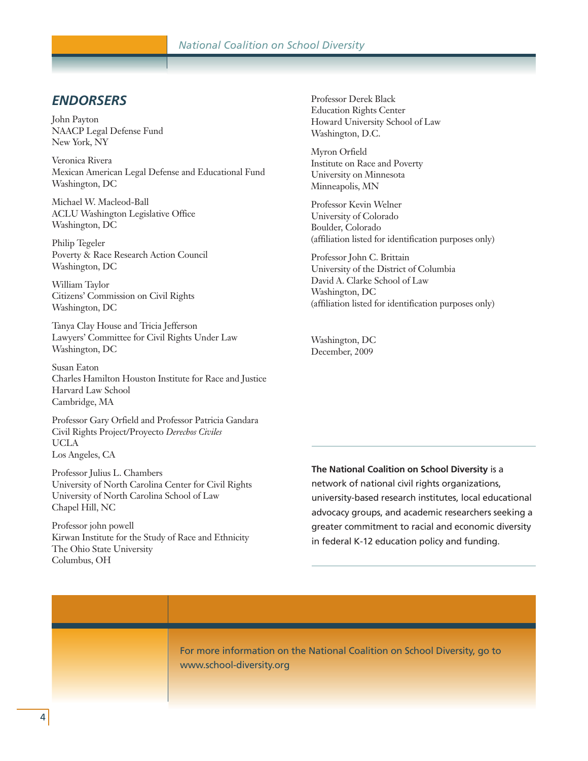## *ENDORSERS*

John Payton  
NAACP Legal Defense Fund  
New York, NY

Veronica Rivera  
Mexican American Legal Defense and Educational Fund  
Washington, DC

Michael W. Macleod-Ball  
ACLU Washington Legislative Office  
Washington, DC

Philip Tegeler  
Poverty & Race Research Action Council  
Washington, DC

William Taylor  
Citizens' Commission on Civil Rights  
Washington, DC

Tanya Clay House and Tricia Jefferson  
Lawyers' Committee for Civil Rights Under Law  
Washington, DC

Susan Eaton  
Charles Hamilton Houston Institute for Race and Justice  
Harvard Law School  
Cambridge, MA

Professor Gary Orfield and Professor Patricia Gandara  
Civil Rights Project/Proyecto *Derechos Civiles*  
UCLA  
Los Angeles, CA

Professor Julius L. Chambers  
University of North Carolina Center for Civil Rights  
University of North Carolina School of Law  
Chapel Hill, NC

Professor john powell  
Kirwan Institute for the Study of Race and Ethnicity  
The Ohio State University  
Columbus, OH

Professor Derek Black  
Education Rights Center  
Howard University School of Law  
Washington, D.C.

Myron Orfield  
Institute on Race and Poverty  
University on Minnesota  
Minneapolis, MN

Professor Kevin Welner  
University of Colorado  
Boulder, Colorado  
(affiliation listed for identification purposes only)

Professor John C. Brittain  
University of the District of Columbia  
David A. Clarke School of Law  
Washington, DC  
(affiliation listed for identification purposes only)

Washington, DC  
December, 2009

---

**The National Coalition on School Diversity** is a network of national civil rights organizations, university-based research institutes, local educational advocacy groups, and academic researchers seeking a greater commitment to racial and economic diversity in federal K-12 education policy and funding.

---

For more information on the National Coalition on School Diversity, go to www.school-diversity.org